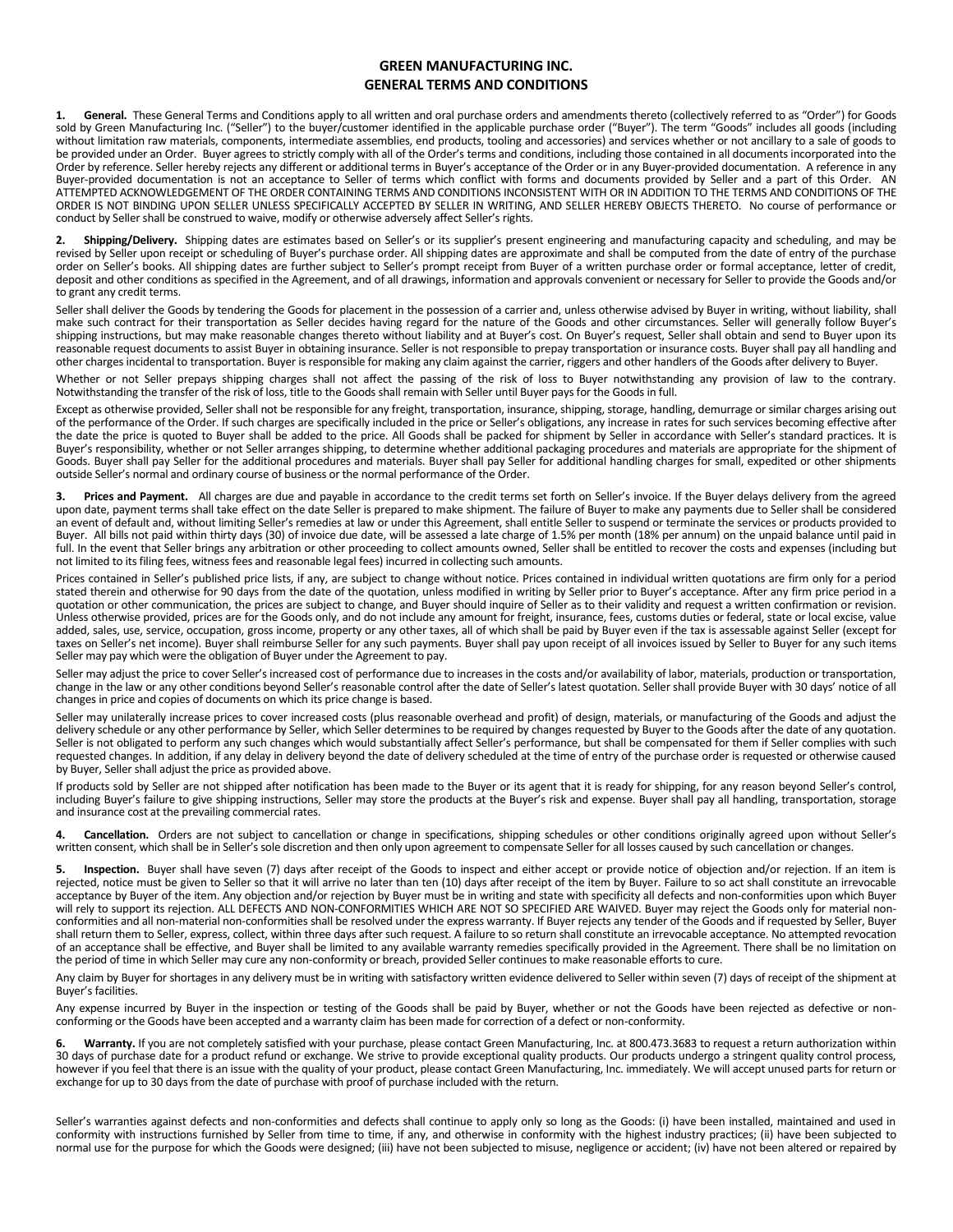# GREEN MANUFACTURING INC.
# GENERAL TERMS AND CONDITIONS

**1. General.** These General Terms and Conditions apply to all written and oral purchase orders and amendments thereto (collectively referred to as "Order") for Goods sold by Green Manufacturing Inc. ("Seller") to the buyer/customer identified in the applicable purchase order ("Buyer"). The term "Goods" includes all goods (including without limitation raw materials, components, intermediate assemblies, end products, tooling and accessories) and services whether or not ancillary to a sale of goods to be provided under an Order. Buyer agrees to strictly comply with all of the Order's terms and conditions, including those contained in all documents incorporated into the Order by reference. Seller hereby rejects any different or additional terms in Buyer's acceptance of the Order or in any Buyer-provided documentation. A reference in any Buyer-provided documentation is not an acceptance to Seller of terms which conflict with forms and documents provided by Seller and a part of this Order. AN ATTEMPTED ACKNOWLEDGEMENT OF THE ORDER CONTAINING TERMS AND CONDITIONS INCONSISTENT WITH OR IN ADDITION TO THE TERMS AND CONDITIONS OF THE ORDER IS NOT BINDING UPON SELLER UNLESS SPECIFICALLY ACCEPTED BY SELLER IN WRITING, AND SELLER HEREBY OBJECTS THERETO. No course of performance or conduct by Seller shall be construed to waive, modify or otherwise adversely affect Seller's rights.

**2. Shipping/Delivery.** Shipping dates are estimates based on Seller's or its supplier's present engineering and manufacturing capacity and scheduling, and may be revised by Seller upon receipt or scheduling of Buyer's purchase order. All shipping dates are approximate and shall be computed from the date of entry of the purchase order on Seller's books. All shipping dates are further subject to Seller's prompt receipt from Buyer of a written purchase order or formal acceptance, letter of credit, deposit and other conditions as specified in the Agreement, and of all drawings, information and approvals convenient or necessary for Seller to provide the Goods and/or to grant any credit terms.

Seller shall deliver the Goods by tendering the Goods for placement in the possession of a carrier and, unless otherwise advised by Buyer in writing, without liability, shall make such contract for their transportation as Seller decides having regard for the nature of the Goods and other circumstances. Seller will generally follow Buyer's shipping instructions, but may make reasonable changes thereto without liability and at Buyer's cost. On Buyer's request, Seller shall obtain and send to Buyer upon its reasonable request documents to assist Buyer in obtaining insurance. Seller is not responsible to prepay transportation or insurance costs. Buyer shall pay all handling and other charges incidental to transportation. Buyer is responsible for making any claim against the carrier, riggers and other handlers of the Goods after delivery to Buyer.

Whether or not Seller prepays shipping charges shall not affect the passing of the risk of loss to Buyer notwithstanding any provision of law to the contrary. Notwithstanding the transfer of the risk of loss, title to the Goods shall remain with Seller until Buyer pays for the Goods in full.

Except as otherwise provided, Seller shall not be responsible for any freight, transportation, insurance, shipping, storage, handling, demurrage or similar charges arising out of the performance of the Order. If such charges are specifically included in the price or Seller's obligations, any increase in rates for such services becoming effective after the date the price is quoted to Buyer shall be added to the price. All Goods shall be packed for shipment by Seller in accordance with Seller's standard practices. It is Buyer's responsibility, whether or not Seller arranges shipping, to determine whether additional packaging procedures and materials are appropriate for the shipment of Goods. Buyer shall pay Seller for the additional procedures and materials. Buyer shall pay Seller for additional handling charges for small, expedited or other shipments outside Seller's normal and ordinary course of business or the normal performance of the Order.

**3. Prices and Payment.** All charges are due and payable in accordance to the credit terms set forth on Seller's invoice. If the Buyer delays delivery from the agreed upon date, payment terms shall take effect on the date Seller is prepared to make shipment. The failure of Buyer to make any payments due to Seller shall be considered an event of default and, without limiting Seller's remedies at law or under this Agreement, shall entitle Seller to suspend or terminate the services or products provided to Buyer. All bills not paid within thirty days (30) of invoice due date, will be assessed a late charge of 1.5% per month (18% per annum) on the unpaid balance until paid in full. In the event that Seller brings any arbitration or other proceeding to collect amounts owned, Seller shall be entitled to recover the costs and expenses (including but not limited to its filing fees, witness fees and reasonable legal fees) incurred in collecting such amounts.

Prices contained in Seller's published price lists, if any, are subject to change without notice. Prices contained in individual written quotations are firm only for a period stated therein and otherwise for 90 days from the date of the quotation, unless modified in writing by Seller prior to Buyer's acceptance. After any firm price period in a quotation or other communication, the prices are subject to change, and Buyer should inquire of Seller as to their validity and request a written confirmation or revision. Unless otherwise provided, prices are for the Goods only, and do not include any amount for freight, insurance, fees, customs duties or federal, state or local excise, value added, sales, use, service, occupation, gross income, property or any other taxes, all of which shall be paid by Buyer even if the tax is assessable against Seller (except for taxes on Seller's net income). Buyer shall reimburse Seller for any such payments. Buyer shall pay upon receipt of all invoices issued by Seller to Buyer for any such items Seller may pay which were the obligation of Buyer under the Agreement to pay.

Seller may adjust the price to cover Seller's increased cost of performance due to increases in the costs and/or availability of labor, materials, production or transportation, change in the law or any other conditions beyond Seller's reasonable control after the date of Seller's latest quotation. Seller shall provide Buyer with 30 days' notice of all changes in price and copies of documents on which its price change is based.

Seller may unilaterally increase prices to cover increased costs (plus reasonable overhead and profit) of design, materials, or manufacturing of the Goods and adjust the delivery schedule or any other performance by Seller, which Seller determines to be required by changes requested by Buyer to the Goods after the date of any quotation. Seller is not obligated to perform any such changes which would substantially affect Seller's performance, but shall be compensated for them if Seller complies with such requested changes. In addition, if any delay in delivery beyond the date of delivery scheduled at the time of entry of the purchase order is requested or otherwise caused by Buyer, Seller shall adjust the price as provided above.

If products sold by Seller are not shipped after notification has been made to the Buyer or its agent that it is ready for shipping, for any reason beyond Seller's control, including Buyer's failure to give shipping instructions, Seller may store the products at the Buyer's risk and expense. Buyer shall pay all handling, transportation, storage and insurance cost at the prevailing commercial rates.

**4. Cancellation.** Orders are not subject to cancellation or change in specifications, shipping schedules or other conditions originally agreed upon without Seller's written consent, which shall be in Seller's sole discretion and then only upon agreement to compensate Seller for all losses caused by such cancellation or changes.

**5. Inspection.** Buyer shall have seven (7) days after receipt of the Goods to inspect and either accept or provide notice of objection and/or rejection. If an item is rejected, notice must be given to Seller so that it will arrive no later than ten (10) days after receipt of the item by Buyer. Failure to so act shall constitute an irrevocable acceptance by Buyer of the item. Any objection and/or rejection by Buyer must be in writing and state with specificity all defects and non-conformities upon which Buyer will rely to support its rejection. ALL DEFECTS AND NON-CONFORMITIES WHICH ARE NOT SO SPECIFIED ARE WAIVED. Buyer may reject the Goods only for material non-conformities and all non-material non-conformities shall be resolved under the express warranty. If Buyer rejects any tender of the Goods and if requested by Seller, Buyer shall return them to Seller, express, collect, within three days after such request. A failure to so return shall constitute an irrevocable acceptance. No attempted revocation of an acceptance shall be effective, and Buyer shall be limited to any available warranty remedies specifically provided in the Agreement. There shall be no limitation on the period of time in which Seller may cure any non-conformity or breach, provided Seller continues to make reasonable efforts to cure.

Any claim by Buyer for shortages in any delivery must be in writing with satisfactory written evidence delivered to Seller within seven (7) days of receipt of the shipment at Buyer's facilities.

Any expense incurred by Buyer in the inspection or testing of the Goods shall be paid by Buyer, whether or not the Goods have been rejected as defective or non-conforming or the Goods have been accepted and a warranty claim has been made for correction of a defect or non-conformity.

**6. Warranty.** If you are not completely satisfied with your purchase, please contact Green Manufacturing, Inc. at 800.473.3683 to request a return authorization within 30 days of purchase date for a product refund or exchange. We strive to provide exceptional quality products. Our products undergo a stringent quality control process, however if you feel that there is an issue with the quality of your product, please contact Green Manufacturing, Inc. immediately. We will accept unused parts for return or exchange for up to 30 days from the date of purchase with proof of purchase included with the return.

Seller's warranties against defects and non-conformities and defects shall continue to apply only so long as the Goods: (i) have been installed, maintained and used in conformity with instructions furnished by Seller from time to time, if any, and otherwise in conformity with the highest industry practices; (ii) have been subjected to normal use for the purpose for which the Goods were designed; (iii) have not been subjected to misuse, negligence or accident; (iv) have not been altered or repaired by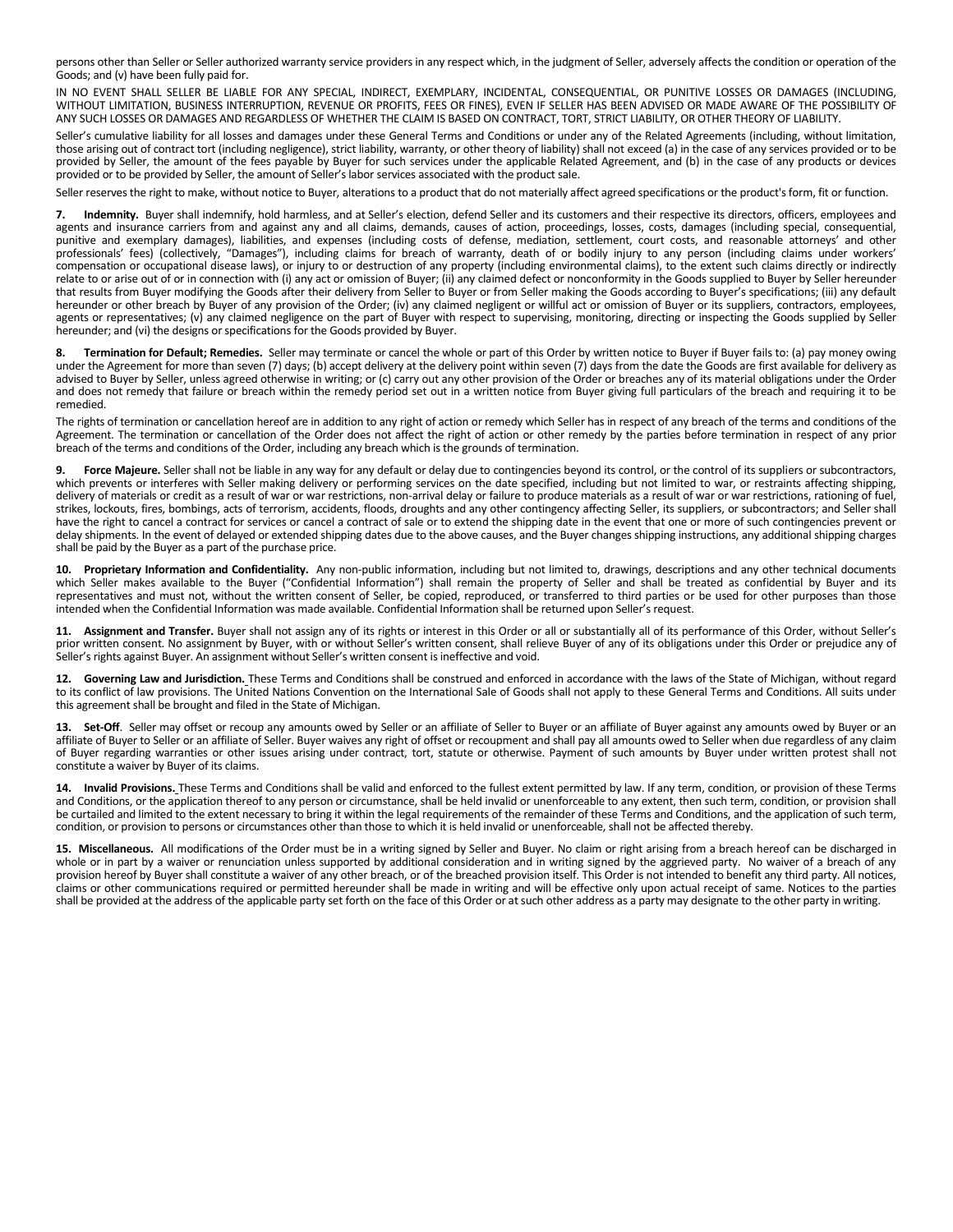persons other than Seller or Seller authorized warranty service providers in any respect which, in the judgment of Seller, adversely affects the condition or operation of the Goods; and (v) have been fully paid for.

IN NO EVENT SHALL SELLER BE LIABLE FOR ANY SPECIAL, INDIRECT, EXEMPLARY, INCIDENTAL, CONSEQUENTIAL, OR PUNITIVE LOSSES OR DAMAGES (INCLUDING, WITHOUT LIMITATION, BUSINESS INTERRUPTION, REVENUE OR PROFITS, FEES OR FINES), EVEN IF SELLER HAS BEEN ADVISED OR MADE AWARE OF THE POSSIBILITY OF ANY SUCH LOSSES OR DAMAGES AND REGARDLESS OF WHETHER THE CLAIM IS BASED ON CONTRACT, TORT, STRICT LIABILITY, OR OTHER THEORY OF LIABILITY.

Seller's cumulative liability for all losses and damages under these General Terms and Conditions or under any of the Related Agreements (including, without limitation, those arising out of contract tort (including negligence), strict liability, warranty, or other theory of liability) shall not exceed (a) in the case of any services provided or to be provided by Seller, the amount of the fees payable by Buyer for such services under the applicable Related Agreement, and (b) in the case of any products or devices provided or to be provided by Seller, the amount of Seller's labor services associated with the product sale.

Seller reserves the right to make, without notice to Buyer, alterations to a product that do not materially affect agreed specifications or the product's form, fit or function.

**7. Indemnity.** Buyer shall indemnify, hold harmless, and at Seller's election, defend Seller and its customers and their respective its directors, officers, employees and agents and insurance carriers from and against any and all claims, demands, causes of action, proceedings, losses, costs, damages (including special, consequential, punitive and exemplary damages), liabilities, and expenses (including costs of defense, mediation, settlement, court costs, and reasonable attorneys' and other professionals' fees) (collectively, "Damages"), including claims for breach of warranty, death of or bodily injury to any person (including claims under workers' compensation or occupational disease laws), or injury to or destruction of any property (including environmental claims), to the extent such claims directly or indirectly relate to or arise out of or in connection with (i) any act or omission of Buyer; (ii) any claimed defect or nonconformity in the Goods supplied to Buyer by Seller hereunder that results from Buyer modifying the Goods after their delivery from Seller to Buyer or from Seller making the Goods according to Buyer's specifications; (iii) any default hereunder or other breach by Buyer of any provision of the Order; (iv) any claimed negligent or willful act or omission of Buyer or its suppliers, contractors, employees, agents or representatives; (v) any claimed negligence on the part of Buyer with respect to supervising, monitoring, directing or inspecting the Goods supplied by Seller hereunder; and (vi) the designs or specifications for the Goods provided by Buyer.

**8. Termination for Default; Remedies.** Seller may terminate or cancel the whole or part of this Order by written notice to Buyer if Buyer fails to: (a) pay money owing under the Agreement for more than seven (7) days; (b) accept delivery at the delivery point within seven (7) days from the date the Goods are first available for delivery as advised to Buyer by Seller, unless agreed otherwise in writing; or (c) carry out any other provision of the Order or breaches any of its material obligations under the Order and does not remedy that failure or breach within the remedy period set out in a written notice from Buyer giving full particulars of the breach and requiring it to be remedied.

The rights of termination or cancellation hereof are in addition to any right of action or remedy which Seller has in respect of any breach of the terms and conditions of the Agreement. The termination or cancellation of the Order does not affect the right of action or other remedy by the parties before termination in respect of any prior breach of the terms and conditions of the Order, including any breach which is the grounds of termination.

**9. Force Majeure.** Seller shall not be liable in any way for any default or delay due to contingencies beyond its control, or the control of its suppliers or subcontractors, which prevents or interferes with Seller making delivery or performing services on the date specified, including but not limited to war, or restraints affecting shipping, delivery of materials or credit as a result of war or war restrictions, non-arrival delay or failure to produce materials as a result of war or war restrictions, rationing of fuel, strikes, lockouts, fires, bombings, acts of terrorism, accidents, floods, droughts and any other contingency affecting Seller, its suppliers, or subcontractors; and Seller shall have the right to cancel a contract for services or cancel a contract of sale or to extend the shipping date in the event that one or more of such contingencies prevent or delay shipments. In the event of delayed or extended shipping dates due to the above causes, and the Buyer changes shipping instructions, any additional shipping charges shall be paid by the Buyer as a part of the purchase price.

**10. Proprietary Information and Confidentiality.** Any non-public information, including but not limited to, drawings, descriptions and any other technical documents which Seller makes available to the Buyer ("Confidential Information") shall remain the property of Seller and shall be treated as confidential by Buyer and its representatives and must not, without the written consent of Seller, be copied, reproduced, or transferred to third parties or be used for other purposes than those intended when the Confidential Information was made available. Confidential Information shall be returned upon Seller's request.

**11. Assignment and Transfer.** Buyer shall not assign any of its rights or interest in this Order or all or substantially all of its performance of this Order, without Seller's prior written consent. No assignment by Buyer, with or without Seller's written consent, shall relieve Buyer of any of its obligations under this Order or prejudice any of Seller's rights against Buyer. An assignment without Seller's written consent is ineffective and void.

**12. Governing Law and Jurisdiction.** These Terms and Conditions shall be construed and enforced in accordance with the laws of the State of Michigan, without regard to its conflict of law provisions. The United Nations Convention on the International Sale of Goods shall not apply to these General Terms and Conditions. All suits under this agreement shall be brought and filed in the State of Michigan.

**13. Set-Off**. Seller may offset or recoup any amounts owed by Seller or an affiliate of Seller to Buyer or an affiliate of Buyer against any amounts owed by Buyer or an affiliate of Buyer to Seller or an affiliate of Seller. Buyer waives any right of offset or recoupment and shall pay all amounts owed to Seller when due regardless of any claim of Buyer regarding warranties or other issues arising under contract, tort, statute or otherwise. Payment of such amounts by Buyer under written protest shall not constitute a waiver by Buyer of its claims.

**14. Invalid Provisions.** These Terms and Conditions shall be valid and enforced to the fullest extent permitted by law. If any term, condition, or provision of these Terms and Conditions, or the application thereof to any person or circumstance, shall be held invalid or unenforceable to any extent, then such term, condition, or provision shall be curtailed and limited to the extent necessary to bring it within the legal requirements of the remainder of these Terms and Conditions, and the application of such term, condition, or provision to persons or circumstances other than those to which it is held invalid or unenforceable, shall not be affected thereby.

**15. Miscellaneous.** All modifications of the Order must be in a writing signed by Seller and Buyer. No claim or right arising from a breach hereof can be discharged in whole or in part by a waiver or renunciation unless supported by additional consideration and in writing signed by the aggrieved party. No waiver of a breach of any provision hereof by Buyer shall constitute a waiver of any other breach, or of the breached provision itself. This Order is not intended to benefit any third party. All notices, claims or other communications required or permitted hereunder shall be made in writing and will be effective only upon actual receipt of same. Notices to the parties shall be provided at the address of the applicable party set forth on the face of this Order or at such other address as a party may designate to the other party in writing.